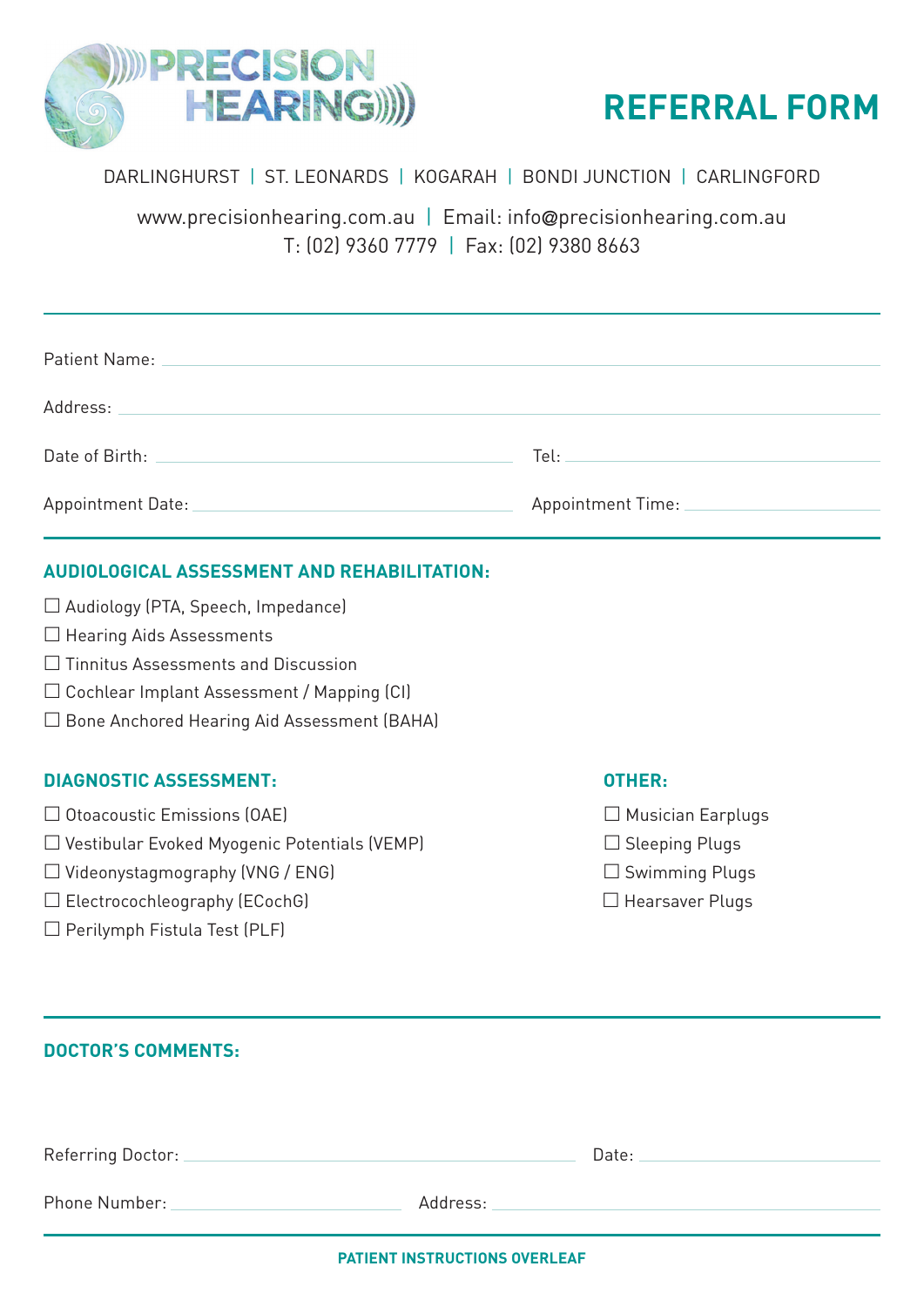PRECISION HEARING

# REFERRAL FORM

DARLINGHURST | ST. LEONARDS | KOGARAH | BONDI JUNCTION | CARLINGFORD

www.precisionhearing.com.au | Email: info@precisionhearing.com.au
T: (02) 9360 7779 | Fax: (02) 9380 8663

---

Patient Name: ______________________________

Address: ______________________________

Date of Birth: ______________________ Tel: ______________________

Appointment Date: ______________________ Appointment Time: ______________________

---

## AUDIOLOGICAL ASSESSMENT AND REHABILITATION:

☐ Audiology (PTA, Speech, Impedance)
☐ Hearing Aids Assessments
☐ Tinnitus Assessments and Discussion
☐ Cochlear Implant Assessment / Mapping (CI)
☐ Bone Anchored Hearing Aid Assessment (BAHA)

## DIAGNOSTIC ASSESSMENT:

☐ Otoacoustic Emissions (OAE)
☐ Vestibular Evoked Myogenic Potentials (VEMP)
☐ Videonystagmography (VNG / ENG)
☐ Electrocochleography (ECochG)
☐ Perilymph Fistula Test (PLF)

## OTHER:

☐ Musician Earplugs
☐ Sleeping Plugs
☐ Swimming Plugs
☐ Hearsaver Plugs

---

## DOCTOR'S COMMENTS:

Referring Doctor: ______________________ Date: ______________________

Phone Number: ______________________ Address: ______________________

---

**PATIENT INSTRUCTIONS OVERLEAF**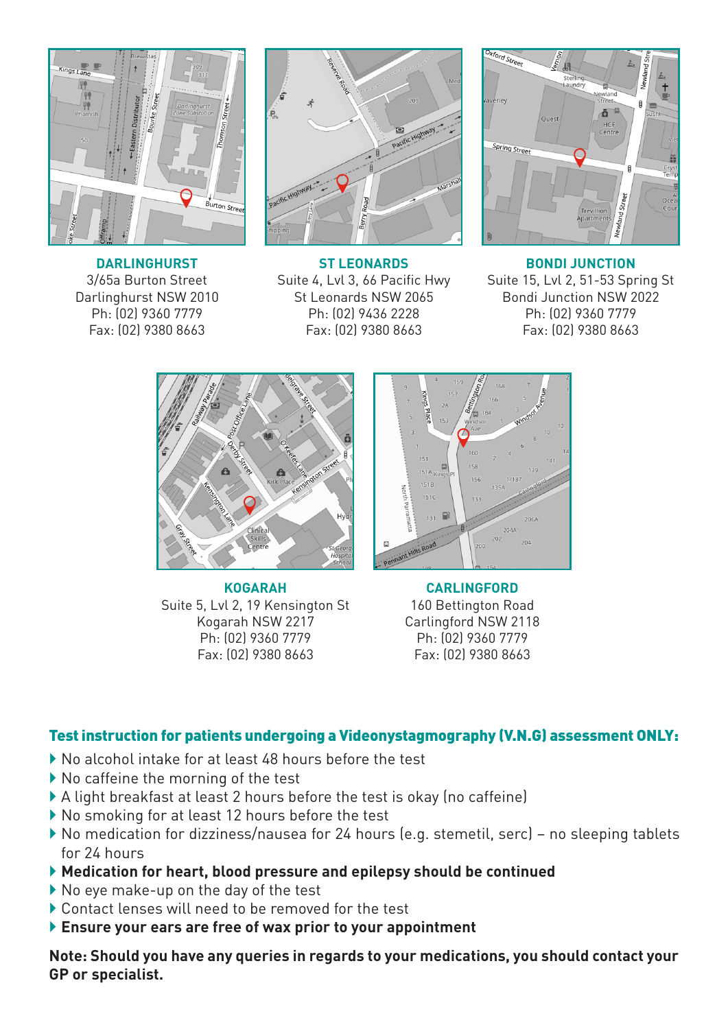**DARLINGHURST**
3/65a Burton Street
Darlinghurst NSW 2010
Ph: (02) 9360 7779
Fax: (02) 9380 8663

**ST LEONARDS**
Suite 4, Lvl 3, 66 Pacific Hwy
St Leonards NSW 2065
Ph: (02) 9436 2228
Fax: (02) 9380 8663

**BONDI JUNCTION**
Suite 15, Lvl 2, 51-53 Spring St
Bondi Junction NSW 2022
Ph: (02) 9360 7779
Fax: (02) 9380 8663

**KOGARAH**
Suite 5, Lvl 2, 19 Kensington St
Kogarah NSW 2217
Ph: (02) 9360 7779
Fax: (02) 9380 8663

**CARLINGFORD**
160 Bettington Road
Carlingford NSW 2118
Ph: (02) 9360 7779
Fax: (02) 9380 8663

## Test instruction for patients undergoing a Videonystagmography (V.N.G) assessment ONLY:

- No alcohol intake for at least 48 hours before the test
- No caffeine the morning of the test
- A light breakfast at least 2 hours before the test is okay (no caffeine)
- No smoking for at least 12 hours before the test
- No medication for dizziness/nausea for 24 hours (e.g. stemetil, serc) – no sleeping tablets for 24 hours
- **Medication for heart, blood pressure and epilepsy should be continued**
- No eye make-up on the day of the test
- Contact lenses will need to be removed for the test
- **Ensure your ears are free of wax prior to your appointment**

**Note: Should you have any queries in regards to your medications, you should contact your GP or specialist.**